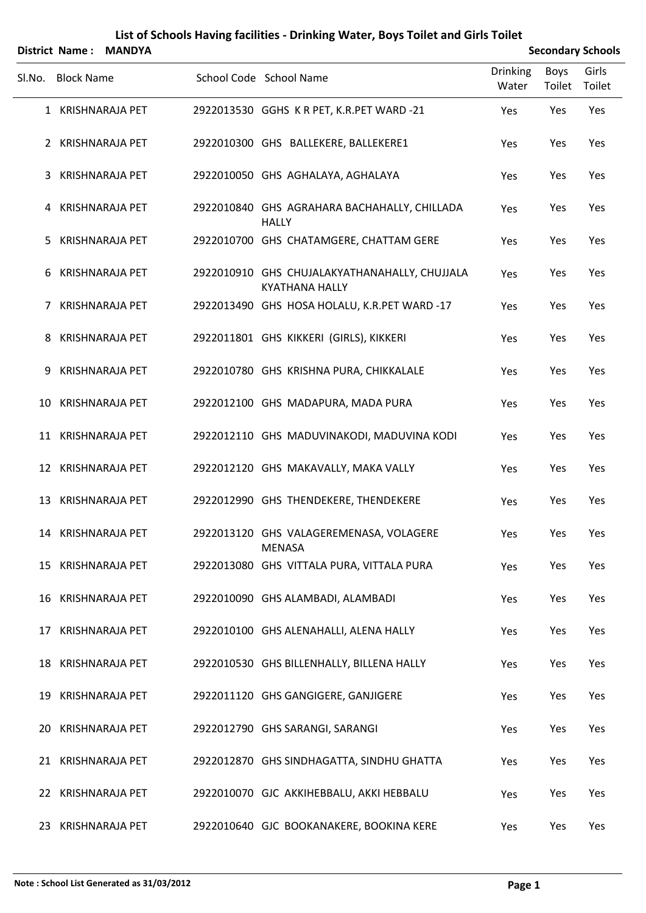# List of Schools Having facilities - Drinking Water, Boys Toilet and Girls Toilet

**District Name : MANDYA** **Secondary Schools**

| Sl.No. | Block Name | School Code | School Name | Drinking Water | Boys Toilet | Girls Toilet |
|---|---|---|---|---|---|---|
| 1 | KRISHNARAJA PET | 2922013530 | GGHS K R PET, K.R.PET WARD -21 | Yes | Yes | Yes |
| 2 | KRISHNARAJA PET | 2922010300 | GHS BALLEKERE, BALLEKERE1 | Yes | Yes | Yes |
| 3 | KRISHNARAJA PET | 2922010050 | GHS AGHALAYA, AGHALAYA | Yes | Yes | Yes |
| 4 | KRISHNARAJA PET | 2922010840 | GHS AGRAHARA BACHAHALLY, CHILLADA HALLY | Yes | Yes | Yes |
| 5 | KRISHNARAJA PET | 2922010700 | GHS CHATAMGERE, CHATTAM GERE | Yes | Yes | Yes |
| 6 | KRISHNARAJA PET | 2922010910 | GHS CHUJALAKYATHANAHALLY, CHUJJALA KYATHANA HALLY | Yes | Yes | Yes |
| 7 | KRISHNARAJA PET | 2922013490 | GHS HOSA HOLALU, K.R.PET WARD -17 | Yes | Yes | Yes |
| 8 | KRISHNARAJA PET | 2922011801 | GHS KIKKERI (GIRLS), KIKKERI | Yes | Yes | Yes |
| 9 | KRISHNARAJA PET | 2922010780 | GHS KRISHNA PURA, CHIKKALALE | Yes | Yes | Yes |
| 10 | KRISHNARAJA PET | 2922012100 | GHS MADAPURA, MADA PURA | Yes | Yes | Yes |
| 11 | KRISHNARAJA PET | 2922012110 | GHS MADUVINAKODI, MADUVINA KODI | Yes | Yes | Yes |
| 12 | KRISHNARAJA PET | 2922012120 | GHS MAKAVALLY, MAKA VALLY | Yes | Yes | Yes |
| 13 | KRISHNARAJA PET | 2922012990 | GHS THENDEKERE, THENDEKERE | Yes | Yes | Yes |
| 14 | KRISHNARAJA PET | 2922013120 | GHS VALAGEREMENASA, VOLAGERE MENASA | Yes | Yes | Yes |
| 15 | KRISHNARAJA PET | 2922013080 | GHS VITTALA PURA, VITTALA PURA | Yes | Yes | Yes |
| 16 | KRISHNARAJA PET | 2922010090 | GHS ALAMBADI, ALAMBADI | Yes | Yes | Yes |
| 17 | KRISHNARAJA PET | 2922010100 | GHS ALENAHALLI, ALENA HALLY | Yes | Yes | Yes |
| 18 | KRISHNARAJA PET | 2922010530 | GHS BILLENHALLY, BILLENA HALLY | Yes | Yes | Yes |
| 19 | KRISHNARAJA PET | 2922011120 | GHS GANGIGERE, GANJIGERE | Yes | Yes | Yes |
| 20 | KRISHNARAJA PET | 2922012790 | GHS SARANGI, SARANGI | Yes | Yes | Yes |
| 21 | KRISHNARAJA PET | 2922012870 | GHS SINDHAGATTA, SINDHU GHATTA | Yes | Yes | Yes |
| 22 | KRISHNARAJA PET | 2922010070 | GJC AKKIHEBBALU, AKKI HEBBALU | Yes | Yes | Yes |
| 23 | KRISHNARAJA PET | 2922010640 | GJC BOOKANAKERE, BOOKINA KERE | Yes | Yes | Yes |

**Note : School List Generated as 31/03/2012**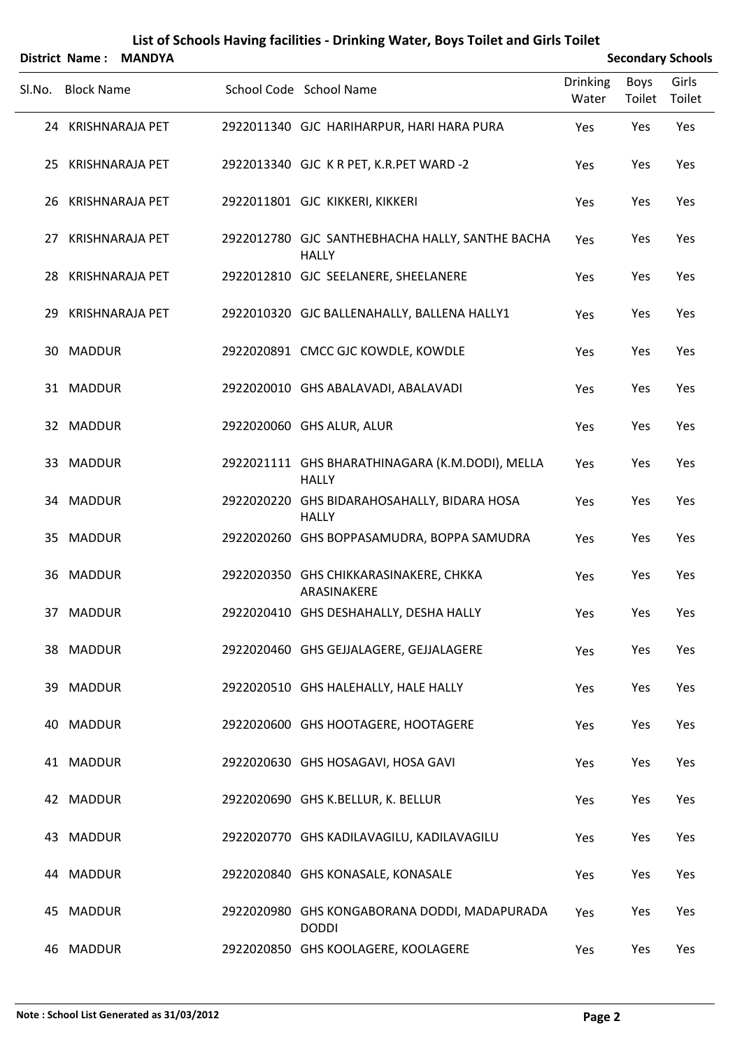# List of Schools Having facilities - Drinking Water, Boys Toilet and Girls Toilet

**District Name : MANDYA** **Secondary Schools**

| Sl.No. | Block Name | School Code | School Name | Drinking Water | Boys Toilet | Girls Toilet |
|---|---|---|---|---|---|---|
| 24 | KRISHNARAJA PET | 2922011340 | GJC HARIHARPUR, HARI HARA PURA | Yes | Yes | Yes |
| 25 | KRISHNARAJA PET | 2922013340 | GJC K R PET, K.R.PET WARD -2 | Yes | Yes | Yes |
| 26 | KRISHNARAJA PET | 2922011801 | GJC KIKKERI, KIKKERI | Yes | Yes | Yes |
| 27 | KRISHNARAJA PET | 2922012780 | GJC SANTHEBHACHA HALLY, SANTHE BACHA HALLY | Yes | Yes | Yes |
| 28 | KRISHNARAJA PET | 2922012810 | GJC SEELANERE, SHEELANERE | Yes | Yes | Yes |
| 29 | KRISHNARAJA PET | 2922010320 | GJC BALLENAHALLY, BALLENA HALLY1 | Yes | Yes | Yes |
| 30 | MADDUR | 2922020891 | CMCC GJC KOWDLE, KOWDLE | Yes | Yes | Yes |
| 31 | MADDUR | 2922020010 | GHS ABALAVADI, ABALAVADI | Yes | Yes | Yes |
| 32 | MADDUR | 2922020060 | GHS ALUR, ALUR | Yes | Yes | Yes |
| 33 | MADDUR | 2922021111 | GHS BHARATHINAGARA (K.M.DODI), MELLA HALLY | Yes | Yes | Yes |
| 34 | MADDUR | 2922020220 | GHS BIDARAHOSAHALLY, BIDARA HOSA HALLY | Yes | Yes | Yes |
| 35 | MADDUR | 2922020260 | GHS BOPPASAMUDRA, BOPPA SAMUDRA | Yes | Yes | Yes |
| 36 | MADDUR | 2922020350 | GHS CHIKKARASINAKERE, CHKKA ARASINAKERE | Yes | Yes | Yes |
| 37 | MADDUR | 2922020410 | GHS DESHAHALLY, DESHA HALLY | Yes | Yes | Yes |
| 38 | MADDUR | 2922020460 | GHS GEJJALAGERE, GEJJALAGERE | Yes | Yes | Yes |
| 39 | MADDUR | 2922020510 | GHS HALEHALLY, HALE HALLY | Yes | Yes | Yes |
| 40 | MADDUR | 2922020600 | GHS HOOTAGERE, HOOTAGERE | Yes | Yes | Yes |
| 41 | MADDUR | 2922020630 | GHS HOSAGAVI, HOSA GAVI | Yes | Yes | Yes |
| 42 | MADDUR | 2922020690 | GHS K.BELLUR, K. BELLUR | Yes | Yes | Yes |
| 43 | MADDUR | 2922020770 | GHS KADILAVAGILU, KADILAVAGILU | Yes | Yes | Yes |
| 44 | MADDUR | 2922020840 | GHS KONASALE, KONASALE | Yes | Yes | Yes |
| 45 | MADDUR | 2922020980 | GHS KONGABORANA DODDI, MADAPURADA DODDI | Yes | Yes | Yes |
| 46 | MADDUR | 2922020850 | GHS KOOLAGERE, KOOLAGERE | Yes | Yes | Yes |

**Note : School List Generated as 31/03/2012**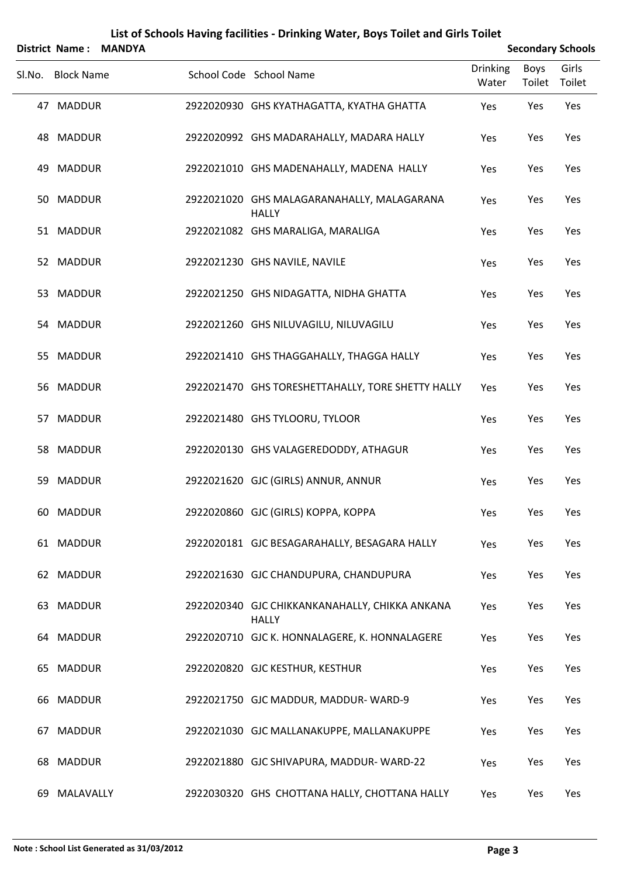# List of Schools Having facilities - Drinking Water, Boys Toilet and Girls Toilet

**District Name : MANDYA** | **Secondary Schools**

| Sl.No. | Block Name | School Code | School Name | Drinking Water | Boys Toilet | Girls Toilet |
|---|---|---|---|---|---|---|
| 47 | MADDUR | 2922020930 | GHS KYATHAGATTA, KYATHA GHATTA | Yes | Yes | Yes |
| 48 | MADDUR | 2922020992 | GHS MADARAHALLY, MADARA HALLY | Yes | Yes | Yes |
| 49 | MADDUR | 2922021010 | GHS MADENAHALLY, MADENA HALLY | Yes | Yes | Yes |
| 50 | MADDUR | 2922021020 | GHS MALAGARANAHALLY, MALAGARANA HALLY | Yes | Yes | Yes |
| 51 | MADDUR | 2922021082 | GHS MARALIGA, MARALIGA | Yes | Yes | Yes |
| 52 | MADDUR | 2922021230 | GHS NAVILE, NAVILE | Yes | Yes | Yes |
| 53 | MADDUR | 2922021250 | GHS NIDAGATTA, NIDHA GHATTA | Yes | Yes | Yes |
| 54 | MADDUR | 2922021260 | GHS NILUVAGILU, NILUVAGILU | Yes | Yes | Yes |
| 55 | MADDUR | 2922021410 | GHS THAGGAHALLY, THAGGA HALLY | Yes | Yes | Yes |
| 56 | MADDUR | 2922021470 | GHS TORESHETTAHALLY, TORE SHETTY HALLY | Yes | Yes | Yes |
| 57 | MADDUR | 2922021480 | GHS TYLOORU, TYLOOR | Yes | Yes | Yes |
| 58 | MADDUR | 2922020130 | GHS VALAGEREDODDY, ATHAGUR | Yes | Yes | Yes |
| 59 | MADDUR | 2922021620 | GJC (GIRLS) ANNUR, ANNUR | Yes | Yes | Yes |
| 60 | MADDUR | 2922020860 | GJC (GIRLS) KOPPA, KOPPA | Yes | Yes | Yes |
| 61 | MADDUR | 2922020181 | GJC BESAGARAHALLY, BESAGARA HALLY | Yes | Yes | Yes |
| 62 | MADDUR | 2922021630 | GJC CHANDUPURA, CHANDUPURA | Yes | Yes | Yes |
| 63 | MADDUR | 2922020340 | GJC CHIKKANKANAHALLY, CHIKKA ANKANA HALLY | Yes | Yes | Yes |
| 64 | MADDUR | 2922020710 | GJC K. HONNALAGERE, K. HONNALAGERE | Yes | Yes | Yes |
| 65 | MADDUR | 2922020820 | GJC KESTHUR, KESTHUR | Yes | Yes | Yes |
| 66 | MADDUR | 2922021750 | GJC MADDUR, MADDUR- WARD-9 | Yes | Yes | Yes |
| 67 | MADDUR | 2922021030 | GJC MALLANAKUPPE, MALLANAKUPPE | Yes | Yes | Yes |
| 68 | MADDUR | 2922021880 | GJC SHIVAPURA, MADDUR- WARD-22 | Yes | Yes | Yes |
| 69 | MALAVALLY | 2922030320 | GHS CHOTTANA HALLY, CHOTTANA HALLY | Yes | Yes | Yes |

**Note : School List Generated as 31/03/2012**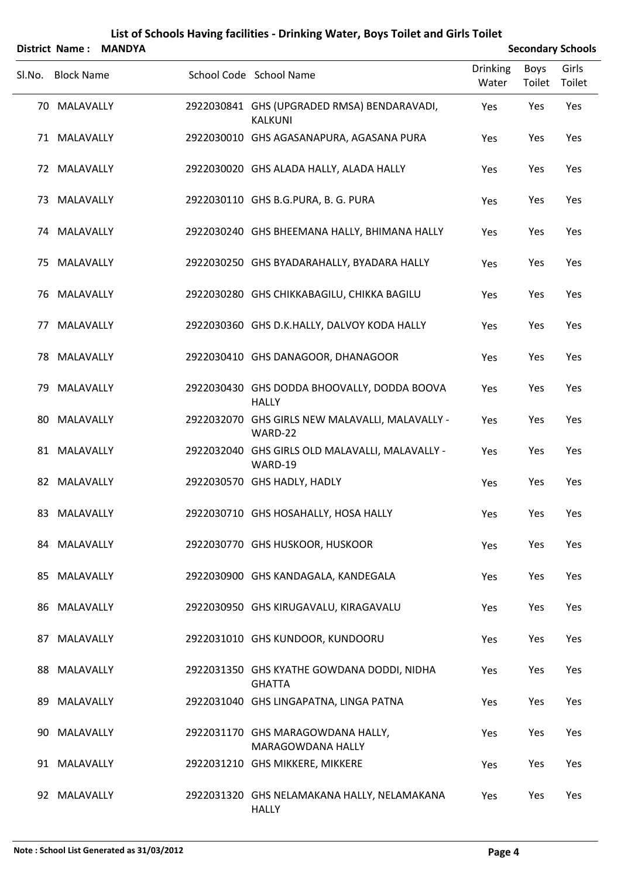# List of Schools Having facilities - Drinking Water, Boys Toilet and Girls Toilet

**District Name : MANDYA** **Secondary Schools**

| Sl.No. | Block Name | School Code | School Name | Drinking Water | Boys Toilet | Girls Toilet |
|---|---|---|---|---|---|---|
| 70 | MALAVALLY | 2922030841 | GHS (UPGRADED RMSA) BENDARAVADI, KALKUNI | Yes | Yes | Yes |
| 71 | MALAVALLY | 2922030010 | GHS AGASANAPURA, AGASANA PURA | Yes | Yes | Yes |
| 72 | MALAVALLY | 2922030020 | GHS ALADA HALLY, ALADA HALLY | Yes | Yes | Yes |
| 73 | MALAVALLY | 2922030110 | GHS B.G.PURA, B. G. PURA | Yes | Yes | Yes |
| 74 | MALAVALLY | 2922030240 | GHS BHEEMANA HALLY, BHIMANA HALLY | Yes | Yes | Yes |
| 75 | MALAVALLY | 2922030250 | GHS BYADARAHALLY, BYADARA HALLY | Yes | Yes | Yes |
| 76 | MALAVALLY | 2922030280 | GHS CHIKKABAGILU, CHIKKA BAGILU | Yes | Yes | Yes |
| 77 | MALAVALLY | 2922030360 | GHS D.K.HALLY, DALVOY KODA HALLY | Yes | Yes | Yes |
| 78 | MALAVALLY | 2922030410 | GHS DANAGOOR, DHANAGOOR | Yes | Yes | Yes |
| 79 | MALAVALLY | 2922030430 | GHS DODDA BHOOVALLY, DODDA BOOVA HALLY | Yes | Yes | Yes |
| 80 | MALAVALLY | 2922032070 | GHS GIRLS NEW MALAVALLI, MALAVALLY - WARD-22 | Yes | Yes | Yes |
| 81 | MALAVALLY | 2922032040 | GHS GIRLS OLD MALAVALLI, MALAVALLY - WARD-19 | Yes | Yes | Yes |
| 82 | MALAVALLY | 2922030570 | GHS HADLY, HADLY | Yes | Yes | Yes |
| 83 | MALAVALLY | 2922030710 | GHS HOSAHALLY, HOSA HALLY | Yes | Yes | Yes |
| 84 | MALAVALLY | 2922030770 | GHS HUSKOOR, HUSKOOR | Yes | Yes | Yes |
| 85 | MALAVALLY | 2922030900 | GHS KANDAGALA, KANDEGALA | Yes | Yes | Yes |
| 86 | MALAVALLY | 2922030950 | GHS KIRUGAVALU, KIRAGAVALU | Yes | Yes | Yes |
| 87 | MALAVALLY | 2922031010 | GHS KUNDOOR, KUNDOORU | Yes | Yes | Yes |
| 88 | MALAVALLY | 2922031350 | GHS KYATHE GOWDANA DODDI, NIDHA GHATTA | Yes | Yes | Yes |
| 89 | MALAVALLY | 2922031040 | GHS LINGAPATNA, LINGA PATNA | Yes | Yes | Yes |
| 90 | MALAVALLY | 2922031170 | GHS MARAGOWDANA HALLY, MARAGOWDANA HALLY | Yes | Yes | Yes |
| 91 | MALAVALLY | 2922031210 | GHS MIKKERE, MIKKERE | Yes | Yes | Yes |
| 92 | MALAVALLY | 2922031320 | GHS NELAMAKANA HALLY, NELAMAKANA HALLY | Yes | Yes | Yes |

**Note : School List Generated as 31/03/2012**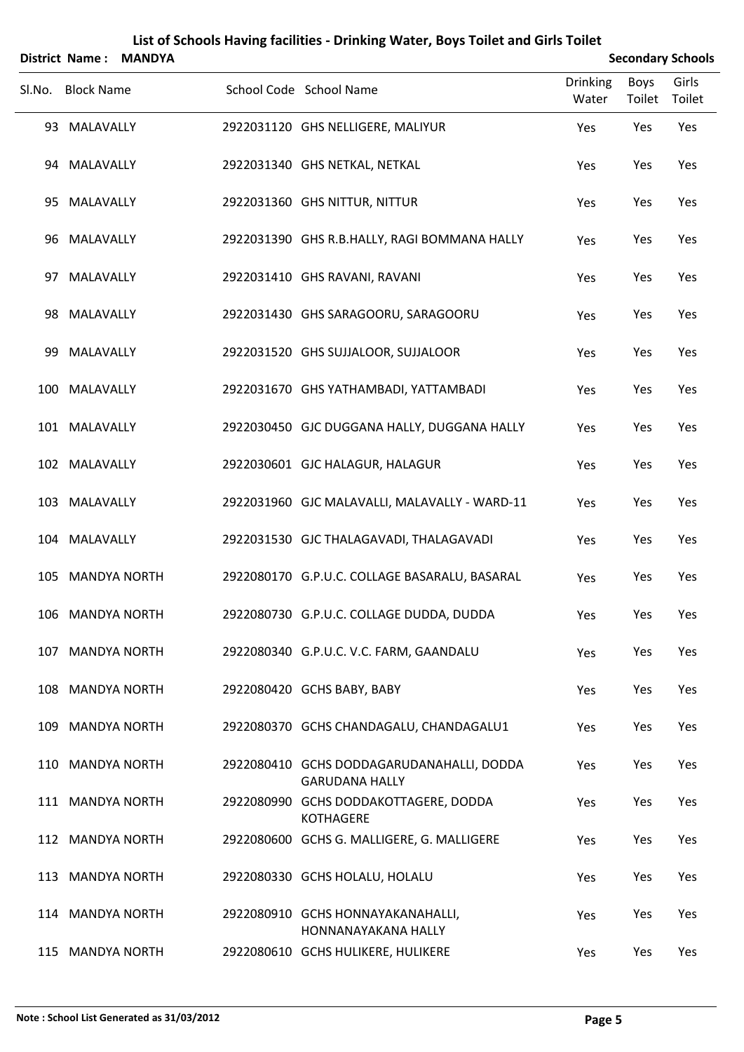# List of Schools Having facilities - Drinking Water, Boys Toilet and Girls Toilet

**District Name : MANDYA** **Secondary Schools**

| Sl.No. | Block Name | School Code | School Name | Drinking Water | Boys Toilet | Girls Toilet |
|---|---|---|---|---|---|---|
| 93 | MALAVALLY | 2922031120 | GHS NELLIGERE, MALIYUR | Yes | Yes | Yes |
| 94 | MALAVALLY | 2922031340 | GHS NETKAL, NETKAL | Yes | Yes | Yes |
| 95 | MALAVALLY | 2922031360 | GHS NITTUR, NITTUR | Yes | Yes | Yes |
| 96 | MALAVALLY | 2922031390 | GHS R.B.HALLY, RAGI BOMMANA HALLY | Yes | Yes | Yes |
| 97 | MALAVALLY | 2922031410 | GHS RAVANI, RAVANI | Yes | Yes | Yes |
| 98 | MALAVALLY | 2922031430 | GHS SARAGOORU, SARAGOORU | Yes | Yes | Yes |
| 99 | MALAVALLY | 2922031520 | GHS SUJJALOOR, SUJJALOOR | Yes | Yes | Yes |
| 100 | MALAVALLY | 2922031670 | GHS YATHAMBADI, YATTAMBADI | Yes | Yes | Yes |
| 101 | MALAVALLY | 2922030450 | GJC DUGGANA HALLY, DUGGANA HALLY | Yes | Yes | Yes |
| 102 | MALAVALLY | 2922030601 | GJC HALAGUR, HALAGUR | Yes | Yes | Yes |
| 103 | MALAVALLY | 2922031960 | GJC MALAVALLI, MALAVALLY - WARD-11 | Yes | Yes | Yes |
| 104 | MALAVALLY | 2922031530 | GJC THALAGAVADI, THALAGAVADI | Yes | Yes | Yes |
| 105 | MANDYA NORTH | 2922080170 | G.P.U.C. COLLAGE BASARALU, BASARAL | Yes | Yes | Yes |
| 106 | MANDYA NORTH | 2922080730 | G.P.U.C. COLLAGE DUDDA, DUDDA | Yes | Yes | Yes |
| 107 | MANDYA NORTH | 2922080340 | G.P.U.C. V.C. FARM, GAANDALU | Yes | Yes | Yes |
| 108 | MANDYA NORTH | 2922080420 | GCHS BABY, BABY | Yes | Yes | Yes |
| 109 | MANDYA NORTH | 2922080370 | GCHS CHANDAGALU, CHANDAGALU1 | Yes | Yes | Yes |
| 110 | MANDYA NORTH | 2922080410 | GCHS DODDAGARUDANAHALLI, DODDA GARUDANA HALLY | Yes | Yes | Yes |
| 111 | MANDYA NORTH | 2922080990 | GCHS DODDAKOTTAGERE, DODDA KOTHAGERE | Yes | Yes | Yes |
| 112 | MANDYA NORTH | 2922080600 | GCHS G. MALLIGERE, G. MALLIGERE | Yes | Yes | Yes |
| 113 | MANDYA NORTH | 2922080330 | GCHS HOLALU, HOLALU | Yes | Yes | Yes |
| 114 | MANDYA NORTH | 2922080910 | GCHS HONNAYAKANAHALLI, HONNANAYAKANA HALLY | Yes | Yes | Yes |
| 115 | MANDYA NORTH | 2922080610 | GCHS HULIKERE, HULIKERE | Yes | Yes | Yes |

**Note : School List Generated as 31/03/2012**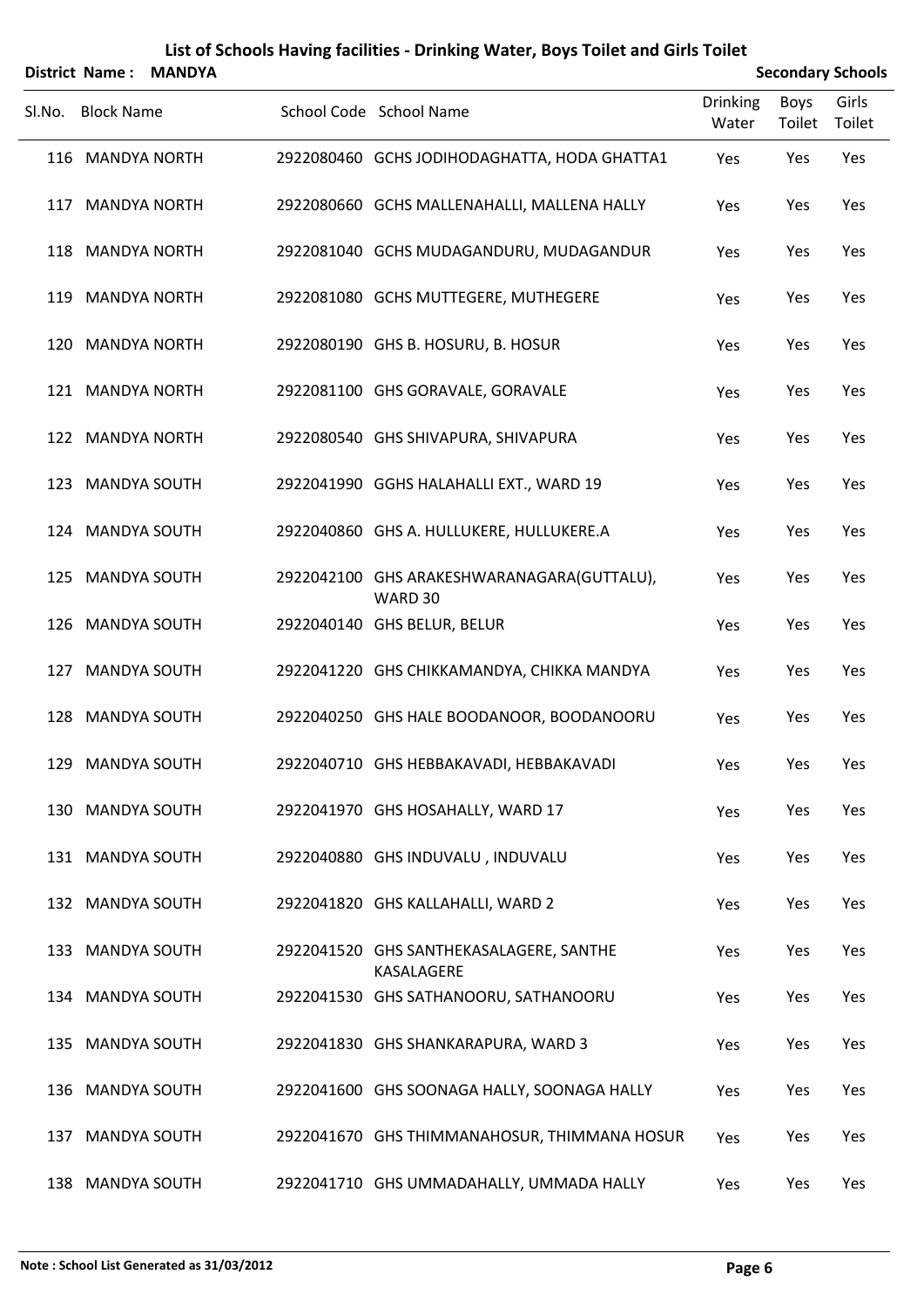# List of Schools Having facilities - Drinking Water, Boys Toilet and Girls Toilet

**District Name : MANDYA** **Secondary Schools**

| Sl.No. | Block Name | School Code | School Name | Drinking Water | Boys Toilet | Girls Toilet |
|---|---|---|---|---|---|---|
| 116 | MANDYA NORTH | 2922080460 | GCHS JODIHODAGHATTA, HODA GHATTA1 | Yes | Yes | Yes |
| 117 | MANDYA NORTH | 2922080660 | GCHS MALLENAHALLI, MALLENA HALLY | Yes | Yes | Yes |
| 118 | MANDYA NORTH | 2922081040 | GCHS MUDAGANDURU, MUDAGANDUR | Yes | Yes | Yes |
| 119 | MANDYA NORTH | 2922081080 | GCHS MUTTEGERE, MUTHEGERE | Yes | Yes | Yes |
| 120 | MANDYA NORTH | 2922080190 | GHS B. HOSURU, B. HOSUR | Yes | Yes | Yes |
| 121 | MANDYA NORTH | 2922081100 | GHS GORAVALE, GORAVALE | Yes | Yes | Yes |
| 122 | MANDYA NORTH | 2922080540 | GHS SHIVAPURA, SHIVAPURA | Yes | Yes | Yes |
| 123 | MANDYA SOUTH | 2922041990 | GGHS HALAHALLI EXT., WARD 19 | Yes | Yes | Yes |
| 124 | MANDYA SOUTH | 2922040860 | GHS A. HULLUKERE, HULLUKERE.A | Yes | Yes | Yes |
| 125 | MANDYA SOUTH | 2922042100 | GHS ARAKESHWARANAGARA(GUTTALU), WARD 30 | Yes | Yes | Yes |
| 126 | MANDYA SOUTH | 2922040140 | GHS BELUR, BELUR | Yes | Yes | Yes |
| 127 | MANDYA SOUTH | 2922041220 | GHS CHIKKAMANDYA, CHIKKA MANDYA | Yes | Yes | Yes |
| 128 | MANDYA SOUTH | 2922040250 | GHS HALE BOODANOOR, BOODANOORU | Yes | Yes | Yes |
| 129 | MANDYA SOUTH | 2922040710 | GHS HEBBAKAVADI, HEBBAKAVADI | Yes | Yes | Yes |
| 130 | MANDYA SOUTH | 2922041970 | GHS HOSAHALLY, WARD 17 | Yes | Yes | Yes |
| 131 | MANDYA SOUTH | 2922040880 | GHS INDUVALU , INDUVALU | Yes | Yes | Yes |
| 132 | MANDYA SOUTH | 2922041820 | GHS KALLAHALLI, WARD 2 | Yes | Yes | Yes |
| 133 | MANDYA SOUTH | 2922041520 | GHS SANTHEKASALAGERE, SANTHE KASALAGERE | Yes | Yes | Yes |
| 134 | MANDYA SOUTH | 2922041530 | GHS SATHANOORU, SATHANOORU | Yes | Yes | Yes |
| 135 | MANDYA SOUTH | 2922041830 | GHS SHANKARAPURA, WARD 3 | Yes | Yes | Yes |
| 136 | MANDYA SOUTH | 2922041600 | GHS SOONAGA HALLY, SOONAGA HALLY | Yes | Yes | Yes |
| 137 | MANDYA SOUTH | 2922041670 | GHS THIMMANAHOSUR, THIMMANA HOSUR | Yes | Yes | Yes |
| 138 | MANDYA SOUTH | 2922041710 | GHS UMMADAHALLY, UMMADA HALLY | Yes | Yes | Yes |

**Note : School List Generated as 31/03/2012**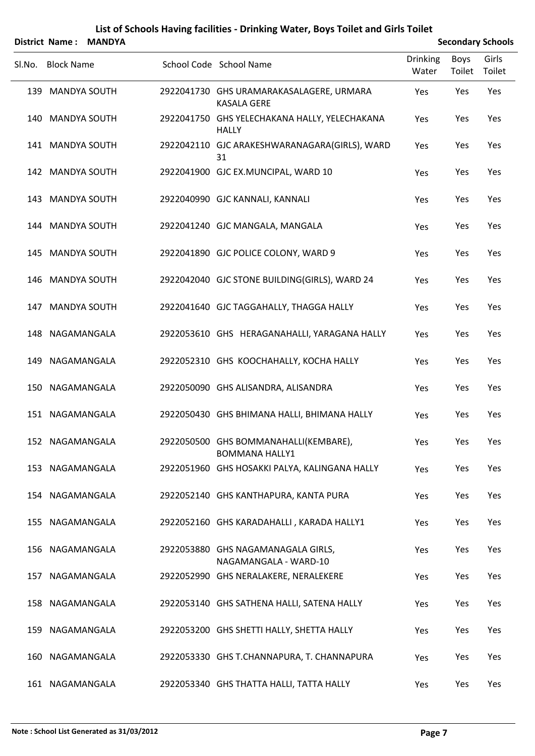# List of Schools Having facilities - Drinking Water, Boys Toilet and Girls Toilet

**District Name : MANDYA** **Secondary Schools**

| Sl.No. | Block Name | School Code | School Name | Drinking Water | Boys Toilet | Girls Toilet |
|---|---|---|---|---|---|---|
| 139 | MANDYA SOUTH | 2922041730 | GHS URAMARAKASALAGERE, URMARA KASALA GERE | Yes | Yes | Yes |
| 140 | MANDYA SOUTH | 2922041750 | GHS YELECHAKANA HALLY, YELECHAKANA HALLY | Yes | Yes | Yes |
| 141 | MANDYA SOUTH | 2922042110 | GJC ARAKESHWARANAGARA(GIRLS), WARD 31 | Yes | Yes | Yes |
| 142 | MANDYA SOUTH | 2922041900 | GJC EX.MUNCIPAL, WARD 10 | Yes | Yes | Yes |
| 143 | MANDYA SOUTH | 2922040990 | GJC KANNALI, KANNALI | Yes | Yes | Yes |
| 144 | MANDYA SOUTH | 2922041240 | GJC MANGALA, MANGALA | Yes | Yes | Yes |
| 145 | MANDYA SOUTH | 2922041890 | GJC POLICE COLONY, WARD 9 | Yes | Yes | Yes |
| 146 | MANDYA SOUTH | 2922042040 | GJC STONE BUILDING(GIRLS), WARD 24 | Yes | Yes | Yes |
| 147 | MANDYA SOUTH | 2922041640 | GJC TAGGAHALLY, THAGGA HALLY | Yes | Yes | Yes |
| 148 | NAGAMANGALA | 2922053610 | GHS HERAGANAHALLI, YARAGANA HALLY | Yes | Yes | Yes |
| 149 | NAGAMANGALA | 2922052310 | GHS KOOCHAHALLY, KOCHA HALLY | Yes | Yes | Yes |
| 150 | NAGAMANGALA | 2922050090 | GHS ALISANDRA, ALISANDRA | Yes | Yes | Yes |
| 151 | NAGAMANGALA | 2922050430 | GHS BHIMANA HALLI, BHIMANA HALLY | Yes | Yes | Yes |
| 152 | NAGAMANGALA | 2922050500 | GHS BOMMANAHALLI(KEMBARE), BOMMANA HALLY1 | Yes | Yes | Yes |
| 153 | NAGAMANGALA | 2922051960 | GHS HOSAKKI PALYA, KALINGANA HALLY | Yes | Yes | Yes |
| 154 | NAGAMANGALA | 2922052140 | GHS KANTHAPURA, KANTA PURA | Yes | Yes | Yes |
| 155 | NAGAMANGALA | 2922052160 | GHS KARADAHALLI , KARADA HALLY1 | Yes | Yes | Yes |
| 156 | NAGAMANGALA | 2922053880 | GHS NAGAMANAGALA GIRLS, NAGAMANGALA - WARD-10 | Yes | Yes | Yes |
| 157 | NAGAMANGALA | 2922052990 | GHS NERALAKERE, NERALEKERE | Yes | Yes | Yes |
| 158 | NAGAMANGALA | 2922053140 | GHS SATHENA HALLI, SATENA HALLY | Yes | Yes | Yes |
| 159 | NAGAMANGALA | 2922053200 | GHS SHETTI HALLY, SHETTA HALLY | Yes | Yes | Yes |
| 160 | NAGAMANGALA | 2922053330 | GHS T.CHANNAPURA, T. CHANNAPURA | Yes | Yes | Yes |
| 161 | NAGAMANGALA | 2922053340 | GHS THATTA HALLI, TATTA HALLY | Yes | Yes | Yes |

**Note : School List Generated as 31/03/2012**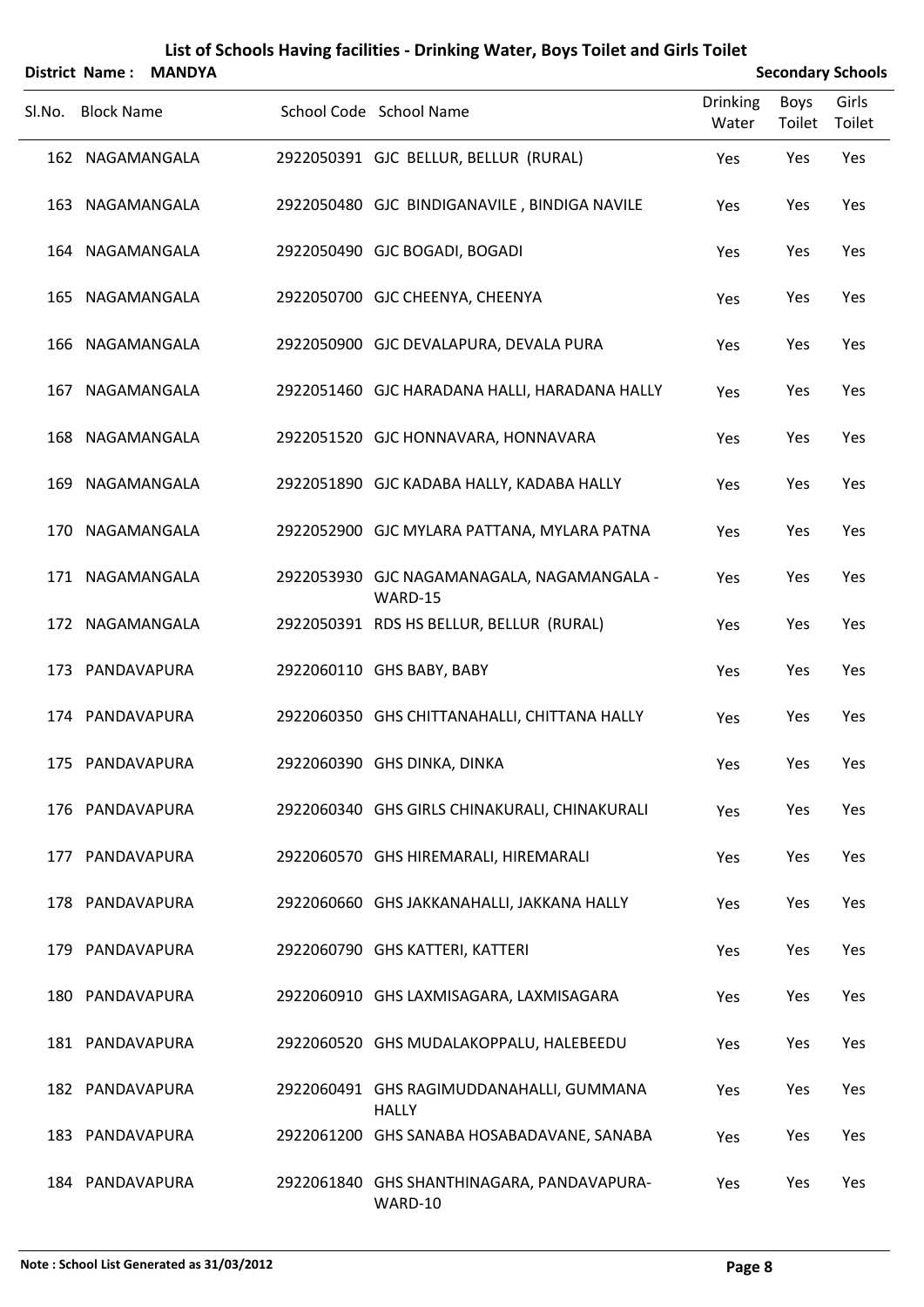# List of Schools Having facilities - Drinking Water, Boys Toilet and Girls Toilet

**District Name : MANDYA** **Secondary Schools**

| Sl.No. | Block Name | School Code | School Name | Drinking Water | Boys Toilet | Girls Toilet |
|---|---|---|---|---|---|---|
| 162 | NAGAMANGALA | 2922050391 | GJC BELLUR, BELLUR (RURAL) | Yes | Yes | Yes |
| 163 | NAGAMANGALA | 2922050480 | GJC BINDIGANAVILE , BINDIGA NAVILE | Yes | Yes | Yes |
| 164 | NAGAMANGALA | 2922050490 | GJC BOGADI, BOGADI | Yes | Yes | Yes |
| 165 | NAGAMANGALA | 2922050700 | GJC CHEENYA, CHEENYA | Yes | Yes | Yes |
| 166 | NAGAMANGALA | 2922050900 | GJC DEVALAPURA, DEVALA PURA | Yes | Yes | Yes |
| 167 | NAGAMANGALA | 2922051460 | GJC HARADANA HALLI, HARADANA HALLY | Yes | Yes | Yes |
| 168 | NAGAMANGALA | 2922051520 | GJC HONNAVARA, HONNAVARA | Yes | Yes | Yes |
| 169 | NAGAMANGALA | 2922051890 | GJC KADABA HALLY, KADABA HALLY | Yes | Yes | Yes |
| 170 | NAGAMANGALA | 2922052900 | GJC MYLARA PATTANA, MYLARA PATNA | Yes | Yes | Yes |
| 171 | NAGAMANGALA | 2922053930 | GJC NAGAMANAGALA, NAGAMANGALA - WARD-15 | Yes | Yes | Yes |
| 172 | NAGAMANGALA | 2922050391 | RDS HS BELLUR, BELLUR (RURAL) | Yes | Yes | Yes |
| 173 | PANDAVAPURA | 2922060110 | GHS BABY, BABY | Yes | Yes | Yes |
| 174 | PANDAVAPURA | 2922060350 | GHS CHITTANAHALLI, CHITTANA HALLY | Yes | Yes | Yes |
| 175 | PANDAVAPURA | 2922060390 | GHS DINKA, DINKA | Yes | Yes | Yes |
| 176 | PANDAVAPURA | 2922060340 | GHS GIRLS CHINAKURALI, CHINAKURALI | Yes | Yes | Yes |
| 177 | PANDAVAPURA | 2922060570 | GHS HIREMARALI, HIREMARALI | Yes | Yes | Yes |
| 178 | PANDAVAPURA | 2922060660 | GHS JAKKANAHALLI, JAKKANA HALLY | Yes | Yes | Yes |
| 179 | PANDAVAPURA | 2922060790 | GHS KATTERI, KATTERI | Yes | Yes | Yes |
| 180 | PANDAVAPURA | 2922060910 | GHS LAXMISAGARA, LAXMISAGARA | Yes | Yes | Yes |
| 181 | PANDAVAPURA | 2922060520 | GHS MUDALAKOPPALU, HALEBEEDU | Yes | Yes | Yes |
| 182 | PANDAVAPURA | 2922060491 | GHS RAGIMUDDANAHALLI, GUMMANA HALLY | Yes | Yes | Yes |
| 183 | PANDAVAPURA | 2922061200 | GHS SANABA HOSABADAVANE, SANABA | Yes | Yes | Yes |
| 184 | PANDAVAPURA | 2922061840 | GHS SHANTHINAGARA, PANDAVAPURA-WARD-10 | Yes | Yes | Yes |

**Note : School List Generated as 31/03/2012**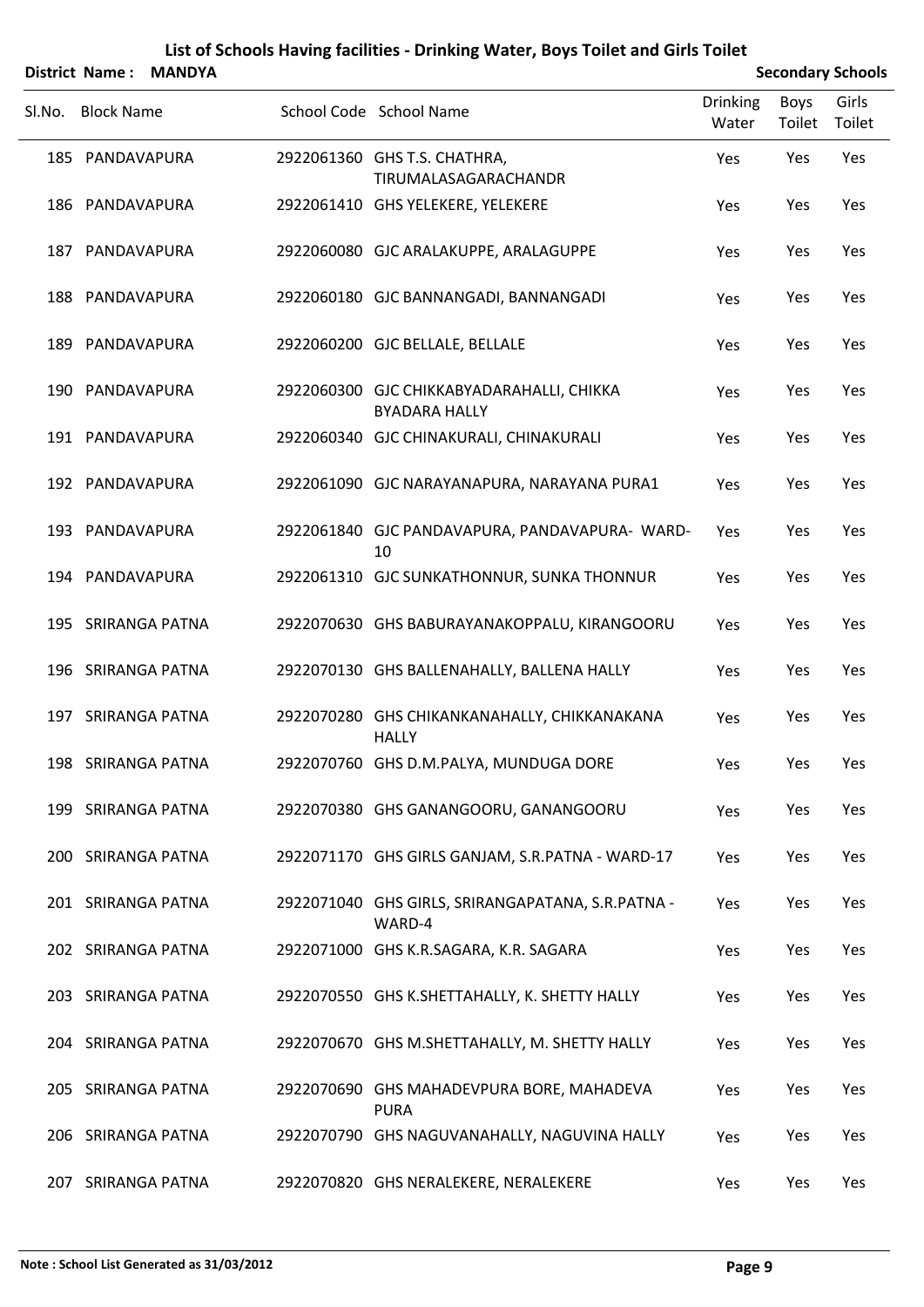# List of Schools Having facilities - Drinking Water, Boys Toilet and Girls Toilet

**District Name : MANDYA** **Secondary Schools**

| Sl.No. | Block Name | School Code | School Name | Drinking Water | Boys Toilet | Girls Toilet |
|---|---|---|---|---|---|---|
| 185 | PANDAVAPURA | 2922061360 | GHS T.S. CHATHRA, TIRUMALASAGARACHANDR | Yes | Yes | Yes |
| 186 | PANDAVAPURA | 2922061410 | GHS YELEKERE, YELEKERE | Yes | Yes | Yes |
| 187 | PANDAVAPURA | 2922060080 | GJC ARALAKUPPE, ARALAGUPPE | Yes | Yes | Yes |
| 188 | PANDAVAPURA | 2922060180 | GJC BANNANGADI, BANNANGADI | Yes | Yes | Yes |
| 189 | PANDAVAPURA | 2922060200 | GJC BELLALE, BELLALE | Yes | Yes | Yes |
| 190 | PANDAVAPURA | 2922060300 | GJC CHIKKABYADARAHALLI, CHIKKA BYADARA HALLY | Yes | Yes | Yes |
| 191 | PANDAVAPURA | 2922060340 | GJC CHINAKURALI, CHINAKURALI | Yes | Yes | Yes |
| 192 | PANDAVAPURA | 2922061090 | GJC NARAYANAPURA, NARAYANA PURA1 | Yes | Yes | Yes |
| 193 | PANDAVAPURA | 2922061840 | GJC PANDAVAPURA, PANDAVAPURA- WARD-10 | Yes | Yes | Yes |
| 194 | PANDAVAPURA | 2922061310 | GJC SUNKATHONNUR, SUNKA THONNUR | Yes | Yes | Yes |
| 195 | SRIRANGA PATNA | 2922070630 | GHS BABURAYANAKOPPALU, KIRANGOORU | Yes | Yes | Yes |
| 196 | SRIRANGA PATNA | 2922070130 | GHS BALLENAHALLY, BALLENA HALLY | Yes | Yes | Yes |
| 197 | SRIRANGA PATNA | 2922070280 | GHS CHIKANKANAHALLY, CHIKKANAKANA HALLY | Yes | Yes | Yes |
| 198 | SRIRANGA PATNA | 2922070760 | GHS D.M.PALYA, MUNDUGA DORE | Yes | Yes | Yes |
| 199 | SRIRANGA PATNA | 2922070380 | GHS GANANGOORU, GANANGOORU | Yes | Yes | Yes |
| 200 | SRIRANGA PATNA | 2922071170 | GHS GIRLS GANJAM, S.R.PATNA - WARD-17 | Yes | Yes | Yes |
| 201 | SRIRANGA PATNA | 2922071040 | GHS GIRLS, SRIRANGAPATANA, S.R.PATNA - WARD-4 | Yes | Yes | Yes |
| 202 | SRIRANGA PATNA | 2922071000 | GHS K.R.SAGARA, K.R. SAGARA | Yes | Yes | Yes |
| 203 | SRIRANGA PATNA | 2922070550 | GHS K.SHETTAHALLY, K. SHETTY HALLY | Yes | Yes | Yes |
| 204 | SRIRANGA PATNA | 2922070670 | GHS M.SHETTAHALLY, M. SHETTY HALLY | Yes | Yes | Yes |
| 205 | SRIRANGA PATNA | 2922070690 | GHS MAHADEVPURA BORE, MAHADEVA PURA | Yes | Yes | Yes |
| 206 | SRIRANGA PATNA | 2922070790 | GHS NAGUVANAHALLY, NAGUVINA HALLY | Yes | Yes | Yes |
| 207 | SRIRANGA PATNA | 2922070820 | GHS NERALEKERE, NERALEKERE | Yes | Yes | Yes |

**Note : School List Generated as 31/03/2012**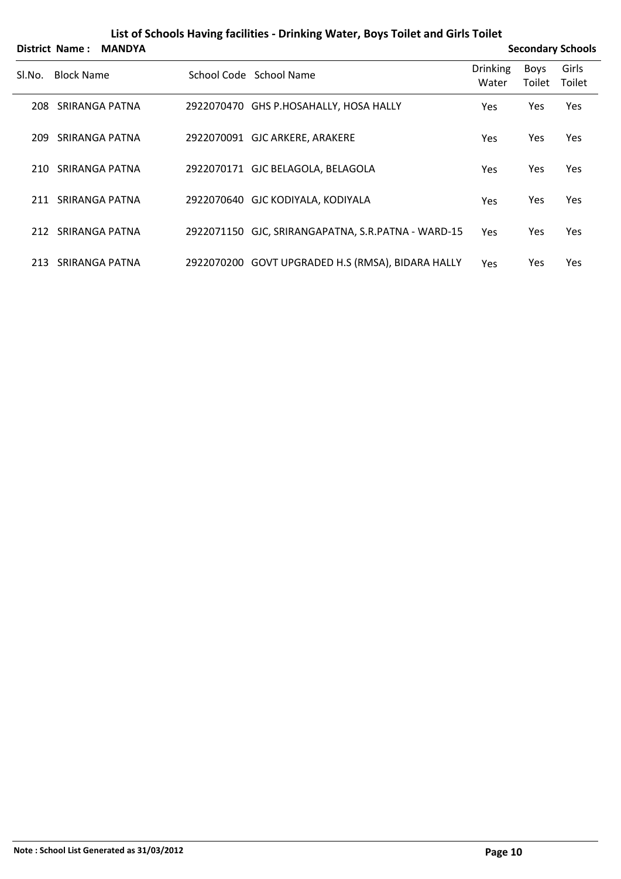# List of Schools Having facilities - Drinking Water, Boys Toilet and Girls Toilet

**District Name : MANDYA** **Secondary Schools**

| Sl.No. | Block Name | School Code | School Name | Drinking Water | Boys Toilet | Girls Toilet |
|---|---|---|---|---|---|---|
| 208 | SRIRANGA PATNA | 2922070470 | GHS P.HOSAHALLY, HOSA HALLY | Yes | Yes | Yes |
| 209 | SRIRANGA PATNA | 2922070091 | GJC ARKERE, ARAKERE | Yes | Yes | Yes |
| 210 | SRIRANGA PATNA | 2922070171 | GJC BELAGOLA, BELAGOLA | Yes | Yes | Yes |
| 211 | SRIRANGA PATNA | 2922070640 | GJC KODIYALA, KODIYALA | Yes | Yes | Yes |
| 212 | SRIRANGA PATNA | 2922071150 | GJC, SRIRANGAPATNA, S.R.PATNA - WARD-15 | Yes | Yes | Yes |
| 213 | SRIRANGA PATNA | 2922070200 | GOVT UPGRADED H.S (RMSA), BIDARA HALLY | Yes | Yes | Yes |

**Note : School List Generated as 31/03/2012**